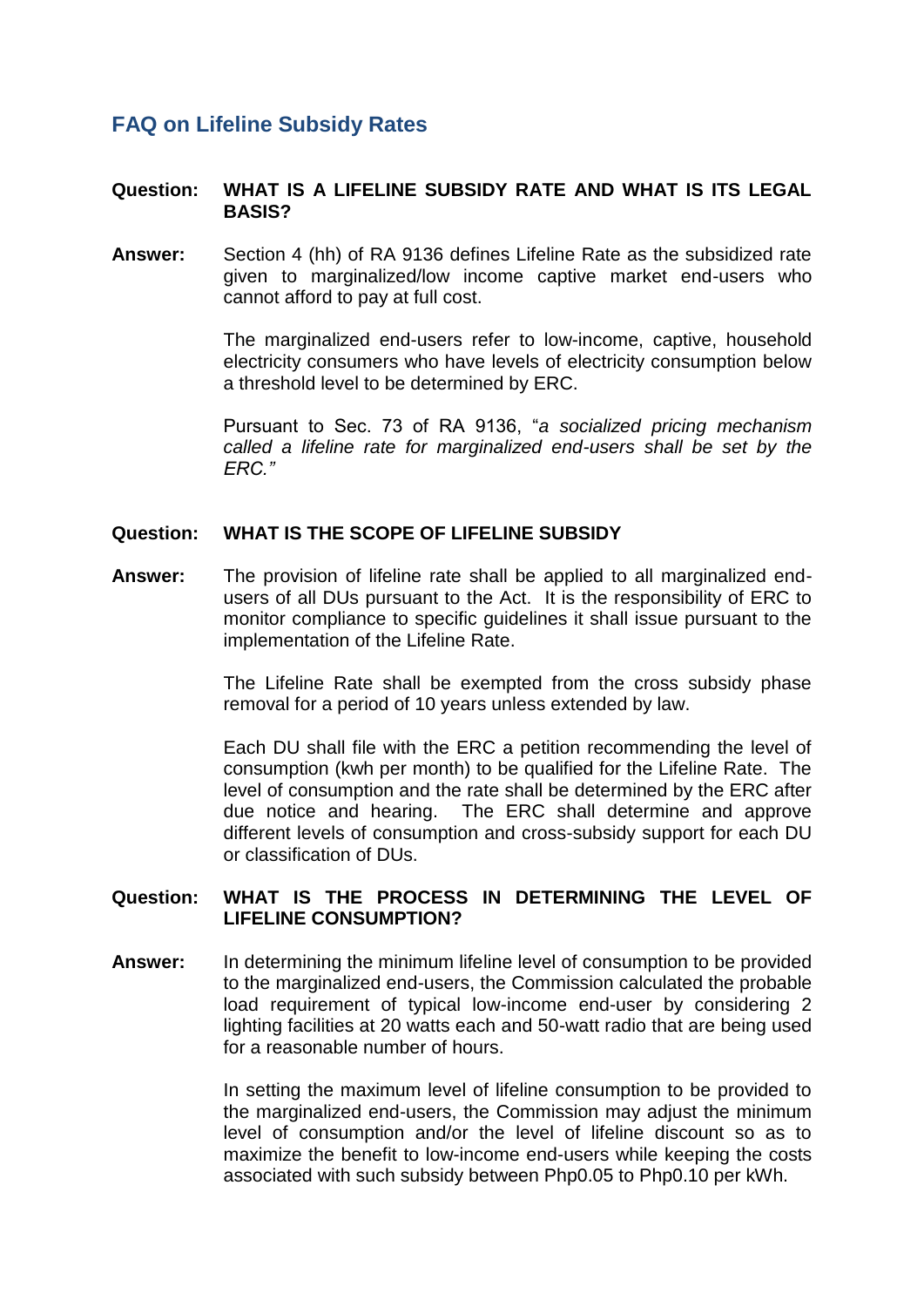## FAQ on Lifeline Subsidy Rates

**Question: WHAT IS A LIFELINE SUBSIDY RATE AND WHAT IS ITS LEGAL BASIS?**

**Answer:** Section 4 (hh) of RA 9136 defines Lifeline Rate as the subsidized rate given to marginalized/low income captive market end-users who cannot afford to pay at full cost.

The marginalized end-users refer to low-income, captive, household electricity consumers who have levels of electricity consumption below a threshold level to be determined by ERC.

Pursuant to Sec. 73 of RA 9136, "*a socialized pricing mechanism called a lifeline rate for marginalized end-users shall be set by the ERC.*"

**Question: WHAT IS THE SCOPE OF LIFELINE SUBSIDY**

**Answer:** The provision of lifeline rate shall be applied to all marginalized end-users of all DUs pursuant to the Act. It is the responsibility of ERC to monitor compliance to specific guidelines it shall issue pursuant to the implementation of the Lifeline Rate.

The Lifeline Rate shall be exempted from the cross subsidy phase removal for a period of 10 years unless extended by law.

Each DU shall file with the ERC a petition recommending the level of consumption (kwh per month) to be qualified for the Lifeline Rate. The level of consumption and the rate shall be determined by the ERC after due notice and hearing. The ERC shall determine and approve different levels of consumption and cross-subsidy support for each DU or classification of DUs.

**Question: WHAT IS THE PROCESS IN DETERMINING THE LEVEL OF LIFELINE CONSUMPTION?**

**Answer:** In determining the minimum lifeline level of consumption to be provided to the marginalized end-users, the Commission calculated the probable load requirement of typical low-income end-user by considering 2 lighting facilities at 20 watts each and 50-watt radio that are being used for a reasonable number of hours.

In setting the maximum level of lifeline consumption to be provided to the marginalized end-users, the Commission may adjust the minimum level of consumption and/or the level of lifeline discount so as to maximize the benefit to low-income end-users while keeping the costs associated with such subsidy between Php0.05 to Php0.10 per kWh.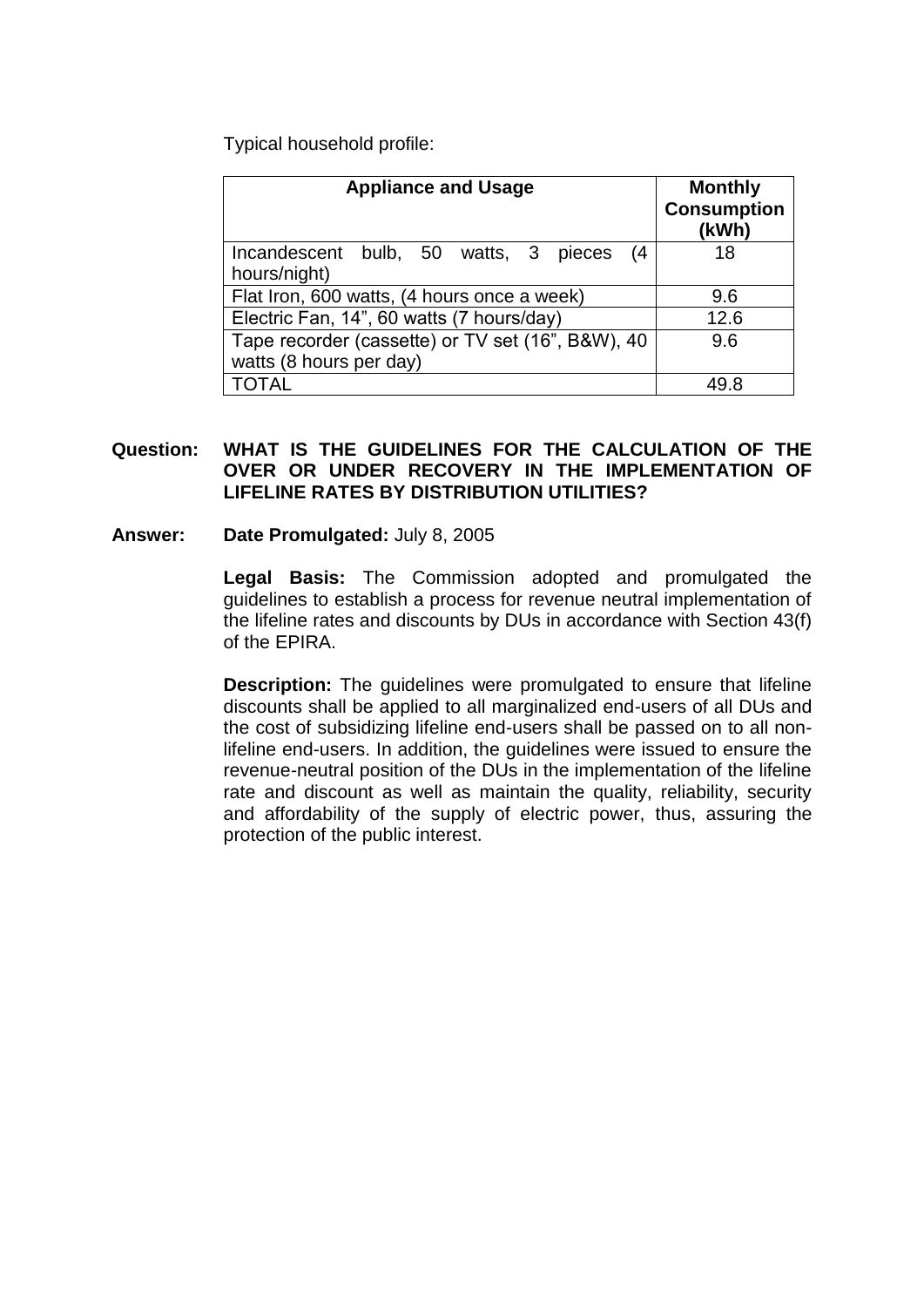Typical household profile:

| Appliance and Usage | Monthly Consumption (kWh) |
| --- | --- |
| Incandescent bulb, 50 watts, 3 pieces (4 hours/night) | 18 |
| Flat Iron, 600 watts, (4 hours once a week) | 9.6 |
| Electric Fan, 14", 60 watts (7 hours/day) | 12.6 |
| Tape recorder (cassette) or TV set (16", B&W), 40 watts (8 hours per day) | 9.6 |
| TOTAL | 49.8 |

**Question: WHAT IS THE GUIDELINES FOR THE CALCULATION OF THE OVER OR UNDER RECOVERY IN THE IMPLEMENTATION OF LIFELINE RATES BY DISTRIBUTION UTILITIES?**

**Answer: Date Promulgated:** July 8, 2005

**Legal Basis:** The Commission adopted and promulgated the guidelines to establish a process for revenue neutral implementation of the lifeline rates and discounts by DUs in accordance with Section 43(f) of the EPIRA.

**Description:** The guidelines were promulgated to ensure that lifeline discounts shall be applied to all marginalized end-users of all DUs and the cost of subsidizing lifeline end-users shall be passed on to all non-lifeline end-users. In addition, the guidelines were issued to ensure the revenue-neutral position of the DUs in the implementation of the lifeline rate and discount as well as maintain the quality, reliability, security and affordability of the supply of electric power, thus, assuring the protection of the public interest.